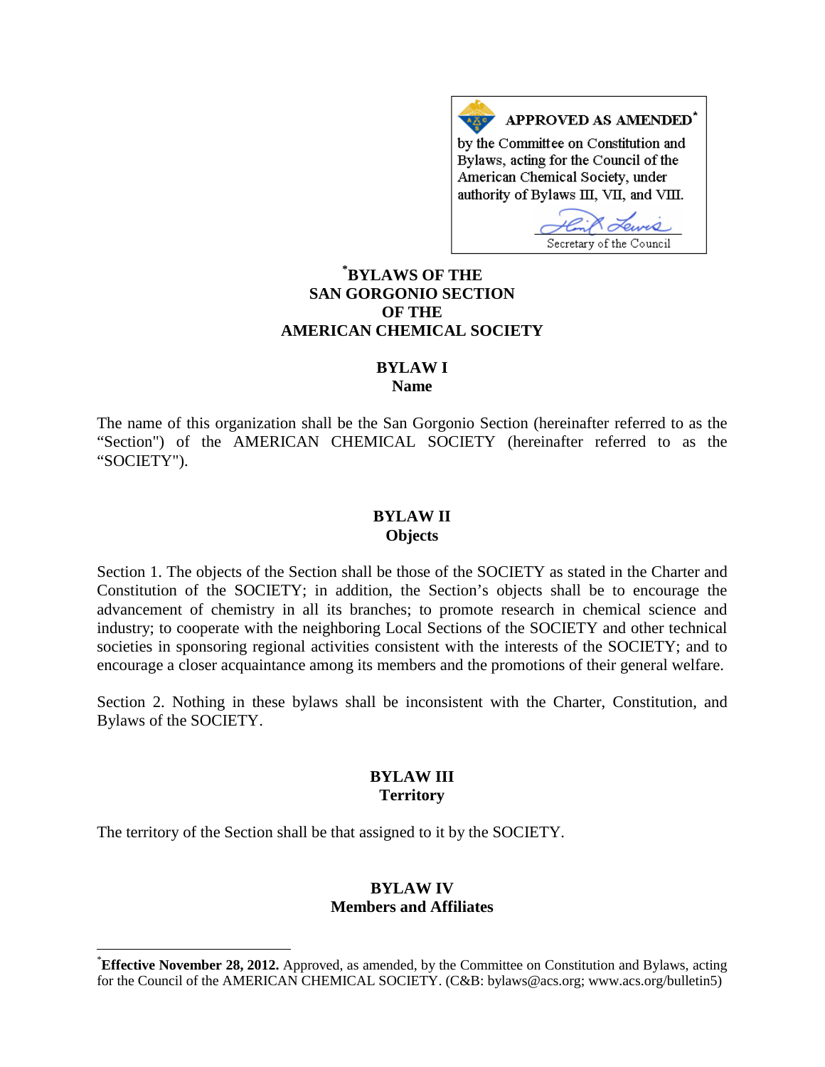**APPROVED AS AMENDED***

by the Committee on Constitution and Bylaws, acting for the Council of the American Chemical Society, under authority of Bylaws III, VII, and VIII.

Secretary of the Council

# *BYLAWS OF THE SAN GORGONIO SECTION OF THE AMERICAN CHEMICAL SOCIETY

## BYLAW I
## Name

The name of this organization shall be the San Gorgonio Section (hereinafter referred to as the "Section") of the AMERICAN CHEMICAL SOCIETY (hereinafter referred to as the "SOCIETY").

## BYLAW II
## Objects

Section 1. The objects of the Section shall be those of the SOCIETY as stated in the Charter and Constitution of the SOCIETY; in addition, the Section's objects shall be to encourage the advancement of chemistry in all its branches; to promote research in chemical science and industry; to cooperate with the neighboring Local Sections of the SOCIETY and other technical societies in sponsoring regional activities consistent with the interests of the SOCIETY; and to encourage a closer acquaintance among its members and the promotions of their general welfare.

Section 2. Nothing in these bylaws shall be inconsistent with the Charter, Constitution, and Bylaws of the SOCIETY.

## BYLAW III
## Territory

The territory of the Section shall be that assigned to it by the SOCIETY.

## BYLAW IV
## Members and Affiliates

---

***Effective November 28, 2012.** Approved, as amended, by the Committee on Constitution and Bylaws, acting for the Council of the AMERICAN CHEMICAL SOCIETY. (C&B: bylaws@acs.org; www.acs.org/bulletin5)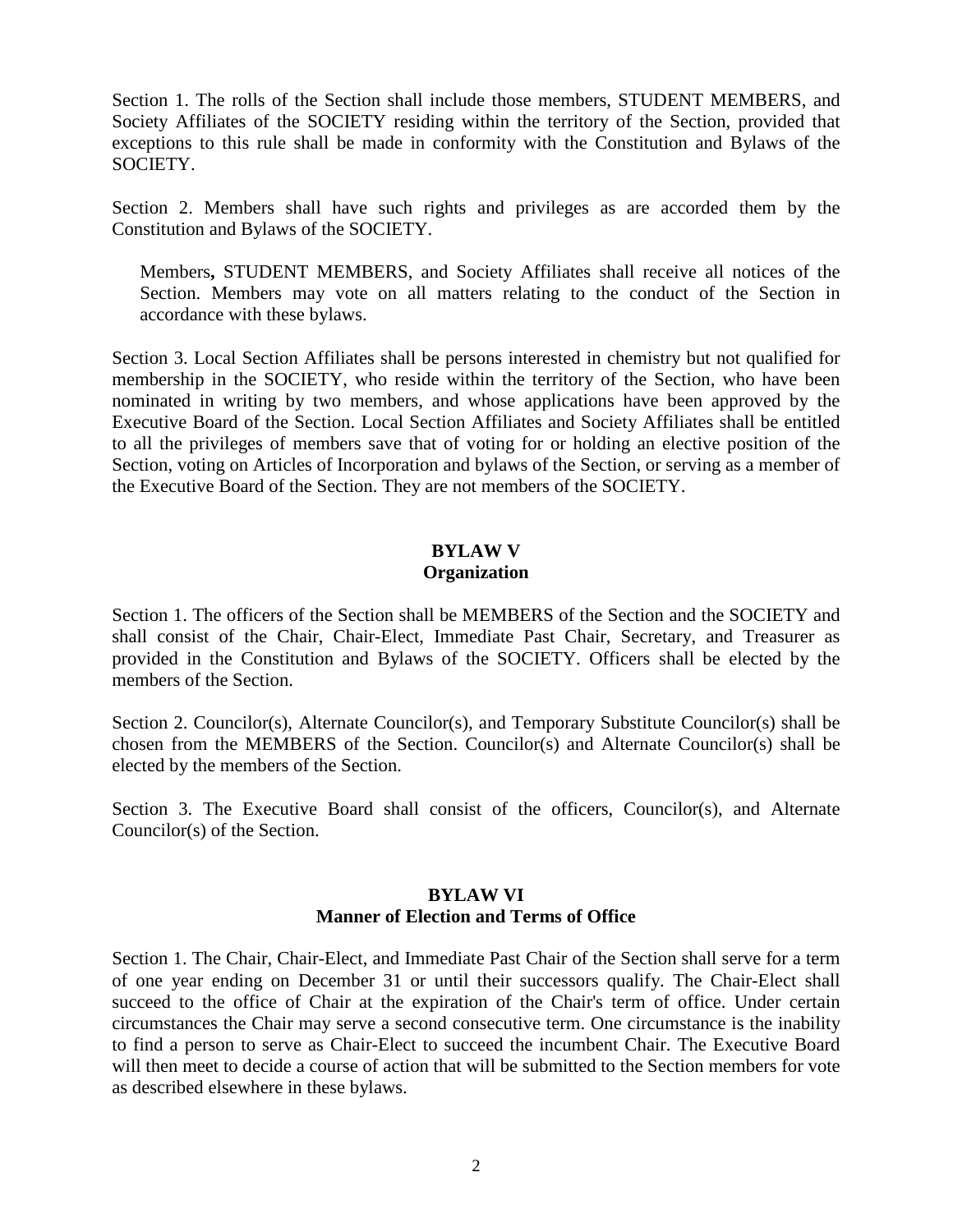Section 1. The rolls of the Section shall include those members, STUDENT MEMBERS, and Society Affiliates of the SOCIETY residing within the territory of the Section, provided that exceptions to this rule shall be made in conformity with the Constitution and Bylaws of the SOCIETY.

Section 2. Members shall have such rights and privileges as are accorded them by the Constitution and Bylaws of the SOCIETY.

Members**,** STUDENT MEMBERS, and Society Affiliates shall receive all notices of the Section. Members may vote on all matters relating to the conduct of the Section in accordance with these bylaws.

Section 3. Local Section Affiliates shall be persons interested in chemistry but not qualified for membership in the SOCIETY, who reside within the territory of the Section, who have been nominated in writing by two members, and whose applications have been approved by the Executive Board of the Section. Local Section Affiliates and Society Affiliates shall be entitled to all the privileges of members save that of voting for or holding an elective position of the Section, voting on Articles of Incorporation and bylaws of the Section, or serving as a member of the Executive Board of the Section. They are not members of the SOCIETY.

## BYLAW V
## Organization

Section 1. The officers of the Section shall be MEMBERS of the Section and the SOCIETY and shall consist of the Chair, Chair-Elect, Immediate Past Chair, Secretary, and Treasurer as provided in the Constitution and Bylaws of the SOCIETY. Officers shall be elected by the members of the Section.

Section 2. Councilor(s), Alternate Councilor(s), and Temporary Substitute Councilor(s) shall be chosen from the MEMBERS of the Section. Councilor(s) and Alternate Councilor(s) shall be elected by the members of the Section.

Section 3. The Executive Board shall consist of the officers, Councilor(s), and Alternate Councilor(s) of the Section.

## BYLAW VI
## Manner of Election and Terms of Office

Section 1. The Chair, Chair-Elect, and Immediate Past Chair of the Section shall serve for a term of one year ending on December 31 or until their successors qualify. The Chair-Elect shall succeed to the office of Chair at the expiration of the Chair's term of office. Under certain circumstances the Chair may serve a second consecutive term. One circumstance is the inability to find a person to serve as Chair-Elect to succeed the incumbent Chair. The Executive Board will then meet to decide a course of action that will be submitted to the Section members for vote as described elsewhere in these bylaws.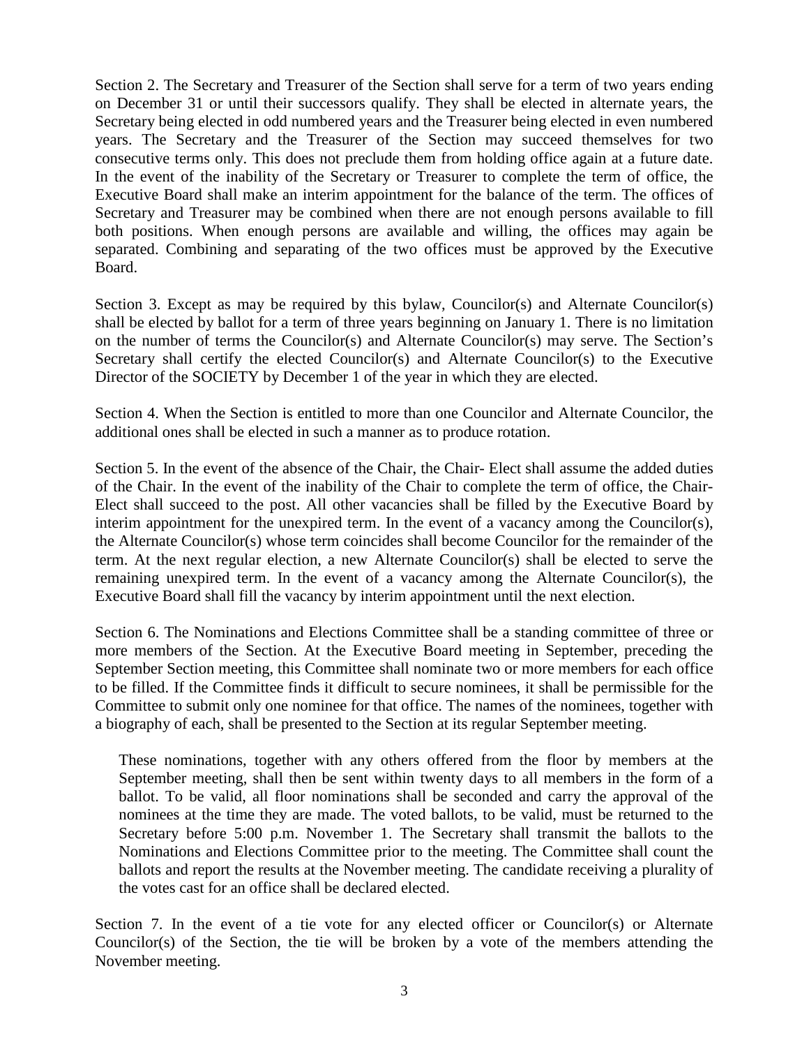Section 2. The Secretary and Treasurer of the Section shall serve for a term of two years ending on December 31 or until their successors qualify. They shall be elected in alternate years, the Secretary being elected in odd numbered years and the Treasurer being elected in even numbered years. The Secretary and the Treasurer of the Section may succeed themselves for two consecutive terms only. This does not preclude them from holding office again at a future date. In the event of the inability of the Secretary or Treasurer to complete the term of office, the Executive Board shall make an interim appointment for the balance of the term. The offices of Secretary and Treasurer may be combined when there are not enough persons available to fill both positions. When enough persons are available and willing, the offices may again be separated. Combining and separating of the two offices must be approved by the Executive Board.

Section 3. Except as may be required by this bylaw, Councilor(s) and Alternate Councilor(s) shall be elected by ballot for a term of three years beginning on January 1. There is no limitation on the number of terms the Councilor(s) and Alternate Councilor(s) may serve. The Section's Secretary shall certify the elected Councilor(s) and Alternate Councilor(s) to the Executive Director of the SOCIETY by December 1 of the year in which they are elected.

Section 4. When the Section is entitled to more than one Councilor and Alternate Councilor, the additional ones shall be elected in such a manner as to produce rotation.

Section 5. In the event of the absence of the Chair, the Chair- Elect shall assume the added duties of the Chair. In the event of the inability of the Chair to complete the term of office, the Chair-Elect shall succeed to the post. All other vacancies shall be filled by the Executive Board by interim appointment for the unexpired term. In the event of a vacancy among the Councilor(s), the Alternate Councilor(s) whose term coincides shall become Councilor for the remainder of the term. At the next regular election, a new Alternate Councilor(s) shall be elected to serve the remaining unexpired term. In the event of a vacancy among the Alternate Councilor(s), the Executive Board shall fill the vacancy by interim appointment until the next election.

Section 6. The Nominations and Elections Committee shall be a standing committee of three or more members of the Section. At the Executive Board meeting in September, preceding the September Section meeting, this Committee shall nominate two or more members for each office to be filled. If the Committee finds it difficult to secure nominees, it shall be permissible for the Committee to submit only one nominee for that office. The names of the nominees, together with a biography of each, shall be presented to the Section at its regular September meeting.

These nominations, together with any others offered from the floor by members at the September meeting, shall then be sent within twenty days to all members in the form of a ballot. To be valid, all floor nominations shall be seconded and carry the approval of the nominees at the time they are made. The voted ballots, to be valid, must be returned to the Secretary before 5:00 p.m. November 1. The Secretary shall transmit the ballots to the Nominations and Elections Committee prior to the meeting. The Committee shall count the ballots and report the results at the November meeting. The candidate receiving a plurality of the votes cast for an office shall be declared elected.

Section 7. In the event of a tie vote for any elected officer or Councilor(s) or Alternate Councilor(s) of the Section, the tie will be broken by a vote of the members attending the November meeting.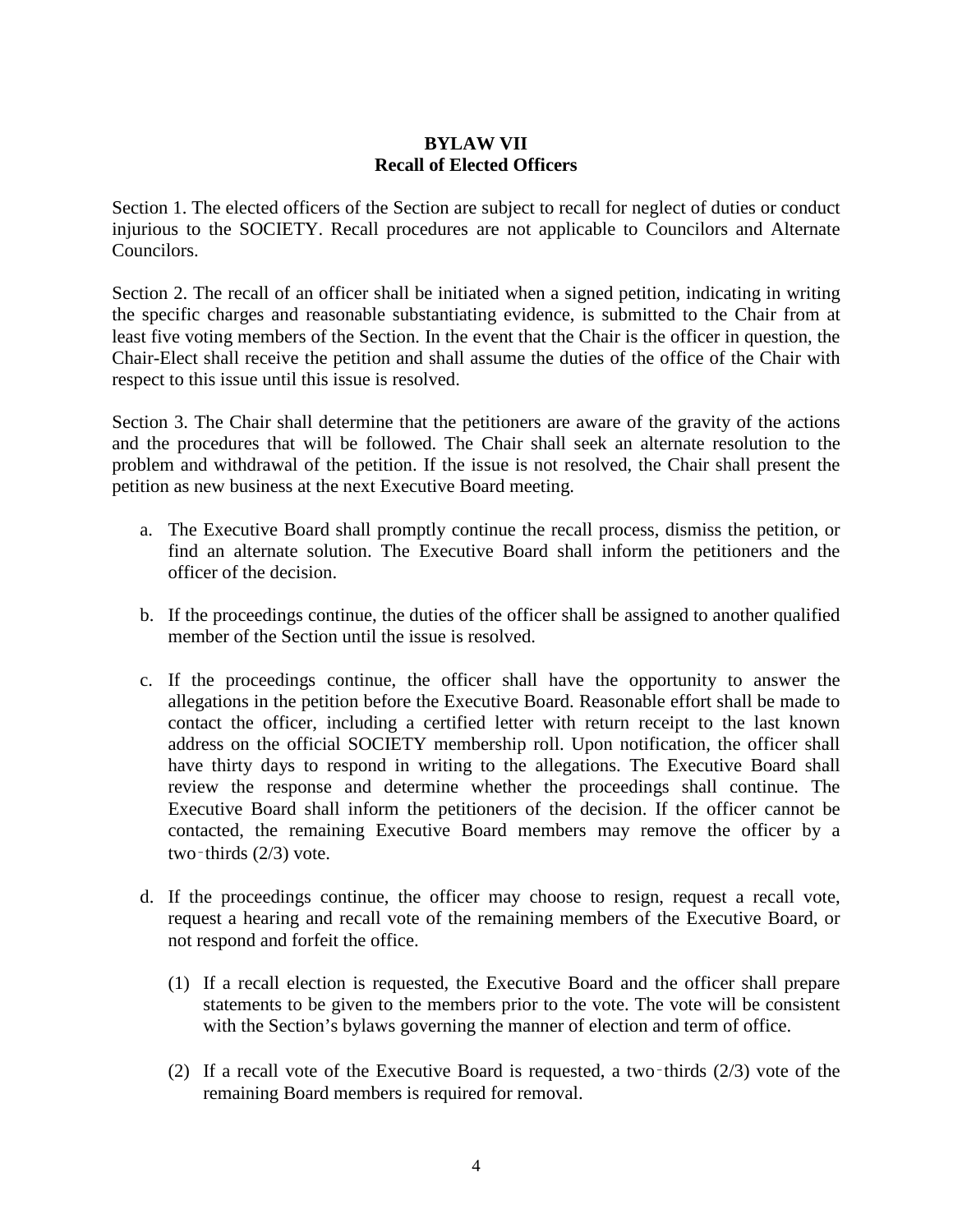## BYLAW VII
## Recall of Elected Officers

Section 1. The elected officers of the Section are subject to recall for neglect of duties or conduct injurious to the SOCIETY. Recall procedures are not applicable to Councilors and Alternate Councilors.

Section 2. The recall of an officer shall be initiated when a signed petition, indicating in writing the specific charges and reasonable substantiating evidence, is submitted to the Chair from at least five voting members of the Section. In the event that the Chair is the officer in question, the Chair-Elect shall receive the petition and shall assume the duties of the office of the Chair with respect to this issue until this issue is resolved.

Section 3. The Chair shall determine that the petitioners are aware of the gravity of the actions and the procedures that will be followed. The Chair shall seek an alternate resolution to the problem and withdrawal of the petition. If the issue is not resolved, the Chair shall present the petition as new business at the next Executive Board meeting.

a. The Executive Board shall promptly continue the recall process, dismiss the petition, or find an alternate solution. The Executive Board shall inform the petitioners and the officer of the decision.

b. If the proceedings continue, the duties of the officer shall be assigned to another qualified member of the Section until the issue is resolved.

c. If the proceedings continue, the officer shall have the opportunity to answer the allegations in the petition before the Executive Board. Reasonable effort shall be made to contact the officer, including a certified letter with return receipt to the last known address on the official SOCIETY membership roll. Upon notification, the officer shall have thirty days to respond in writing to the allegations. The Executive Board shall review the response and determine whether the proceedings shall continue. The Executive Board shall inform the petitioners of the decision. If the officer cannot be contacted, the remaining Executive Board members may remove the officer by a two-thirds (2/3) vote.

d. If the proceedings continue, the officer may choose to resign, request a recall vote, request a hearing and recall vote of the remaining members of the Executive Board, or not respond and forfeit the office.

   (1) If a recall election is requested, the Executive Board and the officer shall prepare statements to be given to the members prior to the vote. The vote will be consistent with the Section's bylaws governing the manner of election and term of office.

   (2) If a recall vote of the Executive Board is requested, a two-thirds (2/3) vote of the remaining Board members is required for removal.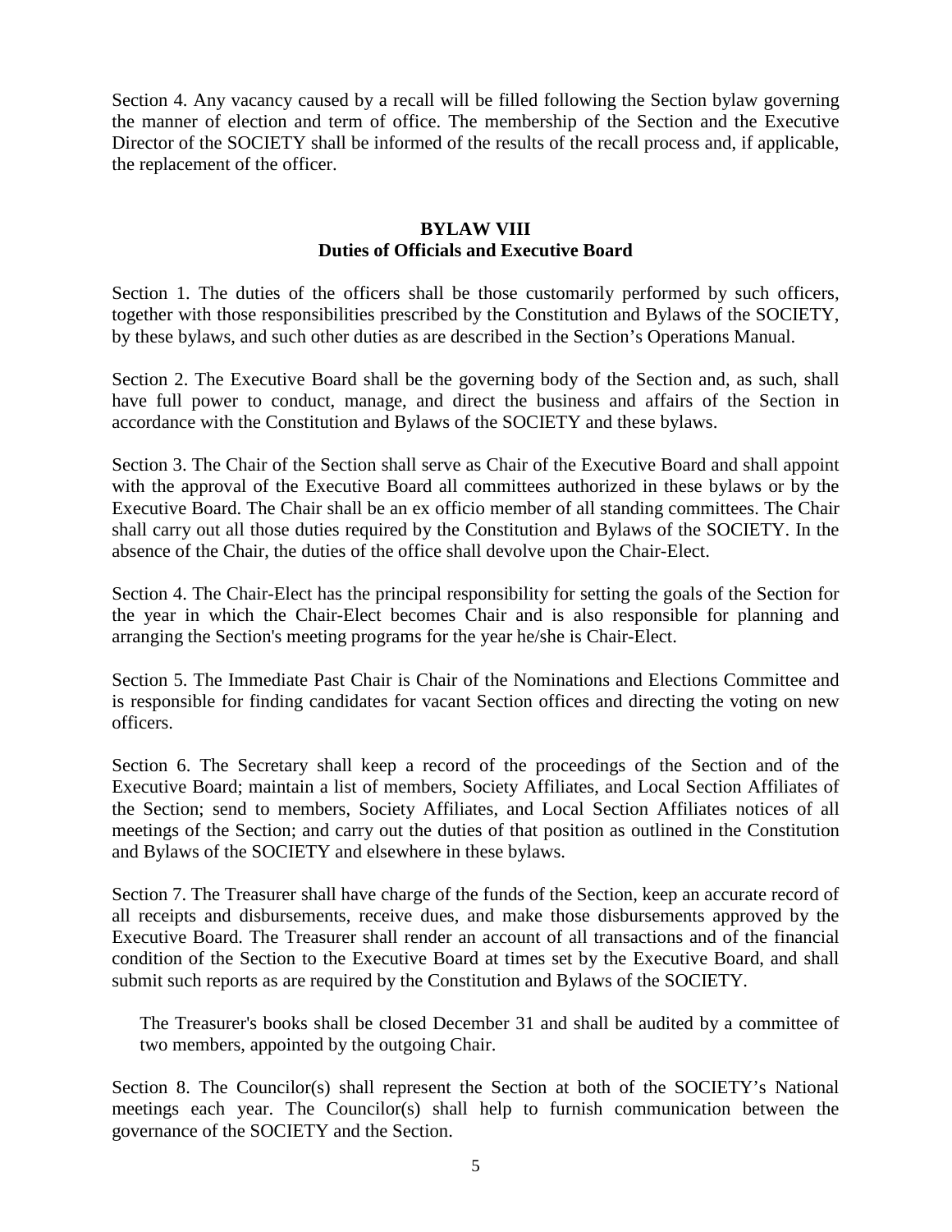Section 4. Any vacancy caused by a recall will be filled following the Section bylaw governing the manner of election and term of office. The membership of the Section and the Executive Director of the SOCIETY shall be informed of the results of the recall process and, if applicable, the replacement of the officer.

## BYLAW VIII
## Duties of Officials and Executive Board

Section 1. The duties of the officers shall be those customarily performed by such officers, together with those responsibilities prescribed by the Constitution and Bylaws of the SOCIETY, by these bylaws, and such other duties as are described in the Section's Operations Manual.

Section 2. The Executive Board shall be the governing body of the Section and, as such, shall have full power to conduct, manage, and direct the business and affairs of the Section in accordance with the Constitution and Bylaws of the SOCIETY and these bylaws.

Section 3. The Chair of the Section shall serve as Chair of the Executive Board and shall appoint with the approval of the Executive Board all committees authorized in these bylaws or by the Executive Board. The Chair shall be an ex officio member of all standing committees. The Chair shall carry out all those duties required by the Constitution and Bylaws of the SOCIETY. In the absence of the Chair, the duties of the office shall devolve upon the Chair-Elect.

Section 4. The Chair-Elect has the principal responsibility for setting the goals of the Section for the year in which the Chair-Elect becomes Chair and is also responsible for planning and arranging the Section's meeting programs for the year he/she is Chair-Elect.

Section 5. The Immediate Past Chair is Chair of the Nominations and Elections Committee and is responsible for finding candidates for vacant Section offices and directing the voting on new officers.

Section 6. The Secretary shall keep a record of the proceedings of the Section and of the Executive Board; maintain a list of members, Society Affiliates, and Local Section Affiliates of the Section; send to members, Society Affiliates, and Local Section Affiliates notices of all meetings of the Section; and carry out the duties of that position as outlined in the Constitution and Bylaws of the SOCIETY and elsewhere in these bylaws.

Section 7. The Treasurer shall have charge of the funds of the Section, keep an accurate record of all receipts and disbursements, receive dues, and make those disbursements approved by the Executive Board. The Treasurer shall render an account of all transactions and of the financial condition of the Section to the Executive Board at times set by the Executive Board, and shall submit such reports as are required by the Constitution and Bylaws of the SOCIETY.

The Treasurer's books shall be closed December 31 and shall be audited by a committee of two members, appointed by the outgoing Chair.

Section 8. The Councilor(s) shall represent the Section at both of the SOCIETY's National meetings each year. The Councilor(s) shall help to furnish communication between the governance of the SOCIETY and the Section.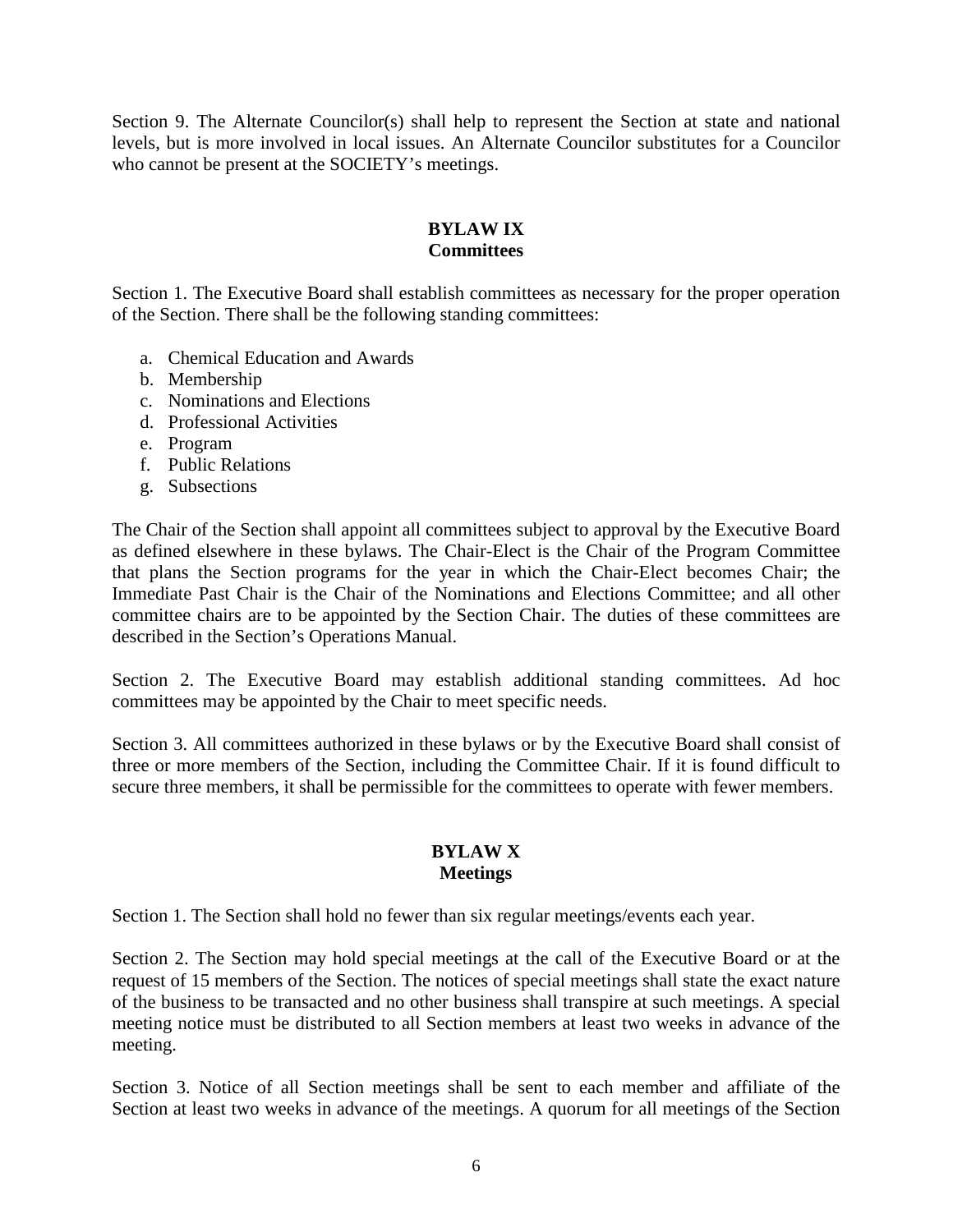Section 9. The Alternate Councilor(s) shall help to represent the Section at state and national levels, but is more involved in local issues. An Alternate Councilor substitutes for a Councilor who cannot be present at the SOCIETY's meetings.

## BYLAW IX
## Committees

Section 1. The Executive Board shall establish committees as necessary for the proper operation of the Section. There shall be the following standing committees:

a. Chemical Education and Awards
b. Membership
c. Nominations and Elections
d. Professional Activities
e. Program
f. Public Relations
g. Subsections

The Chair of the Section shall appoint all committees subject to approval by the Executive Board as defined elsewhere in these bylaws. The Chair-Elect is the Chair of the Program Committee that plans the Section programs for the year in which the Chair-Elect becomes Chair; the Immediate Past Chair is the Chair of the Nominations and Elections Committee; and all other committee chairs are to be appointed by the Section Chair. The duties of these committees are described in the Section's Operations Manual.

Section 2. The Executive Board may establish additional standing committees. Ad hoc committees may be appointed by the Chair to meet specific needs.

Section 3. All committees authorized in these bylaws or by the Executive Board shall consist of three or more members of the Section, including the Committee Chair. If it is found difficult to secure three members, it shall be permissible for the committees to operate with fewer members.

## BYLAW X
## Meetings

Section 1. The Section shall hold no fewer than six regular meetings/events each year.

Section 2. The Section may hold special meetings at the call of the Executive Board or at the request of 15 members of the Section. The notices of special meetings shall state the exact nature of the business to be transacted and no other business shall transpire at such meetings. A special meeting notice must be distributed to all Section members at least two weeks in advance of the meeting.

Section 3. Notice of all Section meetings shall be sent to each member and affiliate of the Section at least two weeks in advance of the meetings. A quorum for all meetings of the Section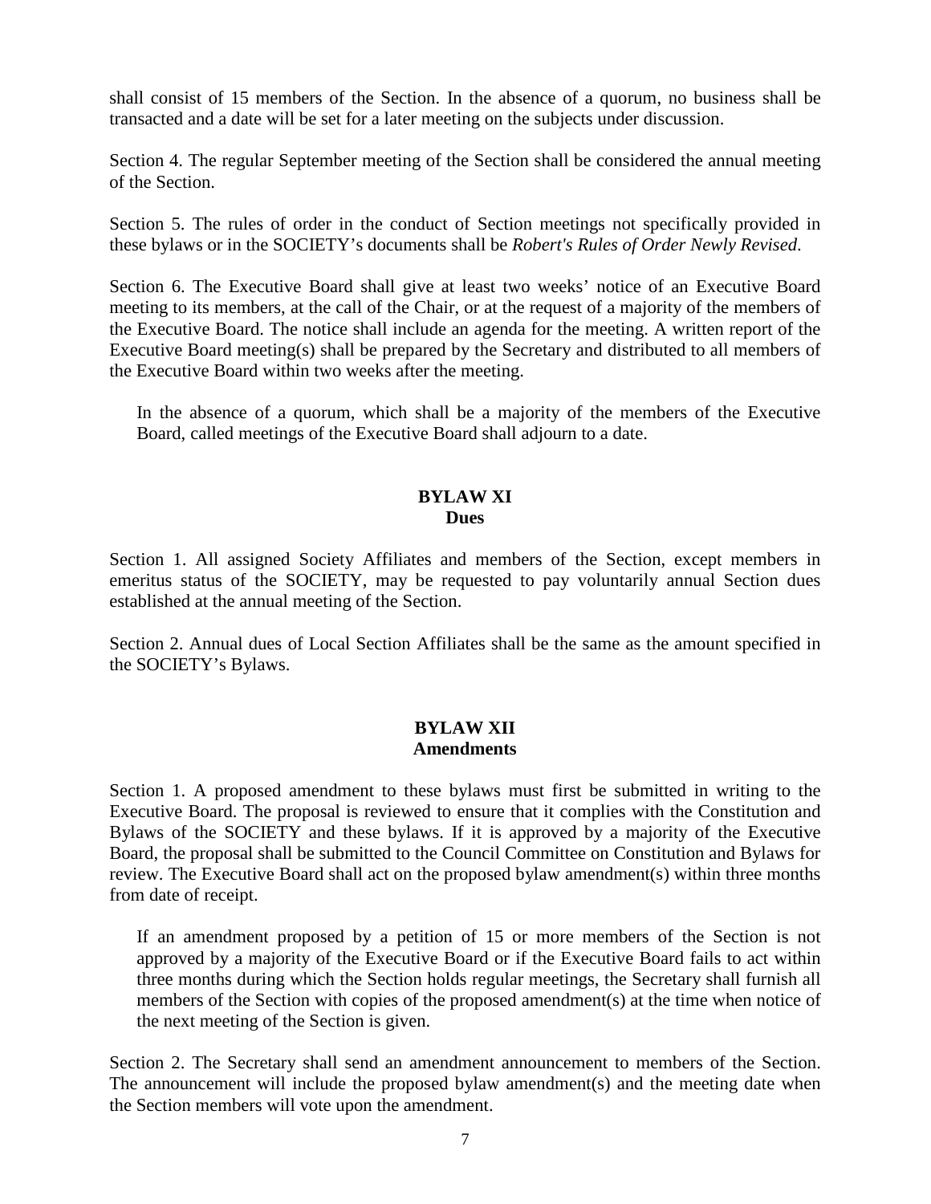shall consist of 15 members of the Section. In the absence of a quorum, no business shall be transacted and a date will be set for a later meeting on the subjects under discussion.

Section 4. The regular September meeting of the Section shall be considered the annual meeting of the Section.

Section 5. The rules of order in the conduct of Section meetings not specifically provided in these bylaws or in the SOCIETY's documents shall be *Robert's Rules of Order Newly Revised*.

Section 6. The Executive Board shall give at least two weeks' notice of an Executive Board meeting to its members, at the call of the Chair, or at the request of a majority of the members of the Executive Board. The notice shall include an agenda for the meeting. A written report of the Executive Board meeting(s) shall be prepared by the Secretary and distributed to all members of the Executive Board within two weeks after the meeting.

> In the absence of a quorum, which shall be a majority of the members of the Executive Board, called meetings of the Executive Board shall adjourn to a date.

## BYLAW XI
## Dues

Section 1. All assigned Society Affiliates and members of the Section, except members in emeritus status of the SOCIETY, may be requested to pay voluntarily annual Section dues established at the annual meeting of the Section.

Section 2. Annual dues of Local Section Affiliates shall be the same as the amount specified in the SOCIETY's Bylaws.

## BYLAW XII
## Amendments

Section 1. A proposed amendment to these bylaws must first be submitted in writing to the Executive Board. The proposal is reviewed to ensure that it complies with the Constitution and Bylaws of the SOCIETY and these bylaws. If it is approved by a majority of the Executive Board, the proposal shall be submitted to the Council Committee on Constitution and Bylaws for review. The Executive Board shall act on the proposed bylaw amendment(s) within three months from date of receipt.

> If an amendment proposed by a petition of 15 or more members of the Section is not approved by a majority of the Executive Board or if the Executive Board fails to act within three months during which the Section holds regular meetings, the Secretary shall furnish all members of the Section with copies of the proposed amendment(s) at the time when notice of the next meeting of the Section is given.

Section 2. The Secretary shall send an amendment announcement to members of the Section. The announcement will include the proposed bylaw amendment(s) and the meeting date when the Section members will vote upon the amendment.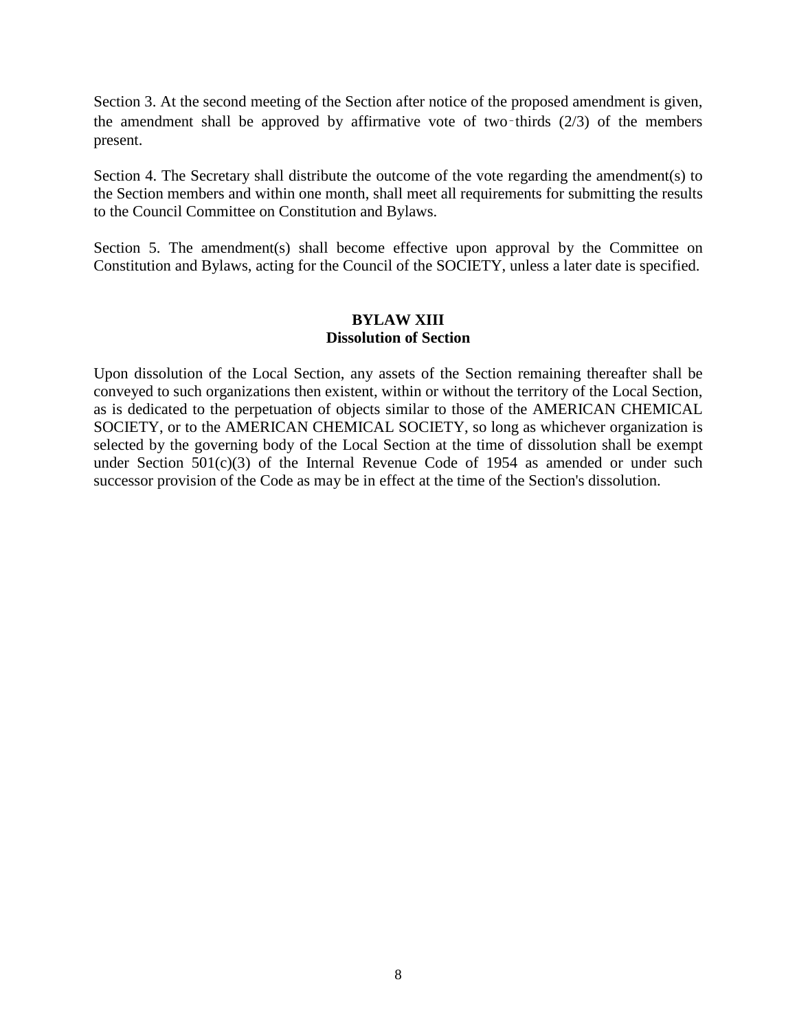Section 3. At the second meeting of the Section after notice of the proposed amendment is given, the amendment shall be approved by affirmative vote of two‑thirds (2/3) of the members present.

Section 4. The Secretary shall distribute the outcome of the vote regarding the amendment(s) to the Section members and within one month, shall meet all requirements for submitting the results to the Council Committee on Constitution and Bylaws.

Section 5. The amendment(s) shall become effective upon approval by the Committee on Constitution and Bylaws, acting for the Council of the SOCIETY, unless a later date is specified.

## BYLAW XIII
## Dissolution of Section

Upon dissolution of the Local Section, any assets of the Section remaining thereafter shall be conveyed to such organizations then existent, within or without the territory of the Local Section, as is dedicated to the perpetuation of objects similar to those of the AMERICAN CHEMICAL SOCIETY, or to the AMERICAN CHEMICAL SOCIETY, so long as whichever organization is selected by the governing body of the Local Section at the time of dissolution shall be exempt under Section 501(c)(3) of the Internal Revenue Code of 1954 as amended or under such successor provision of the Code as may be in effect at the time of the Section's dissolution.